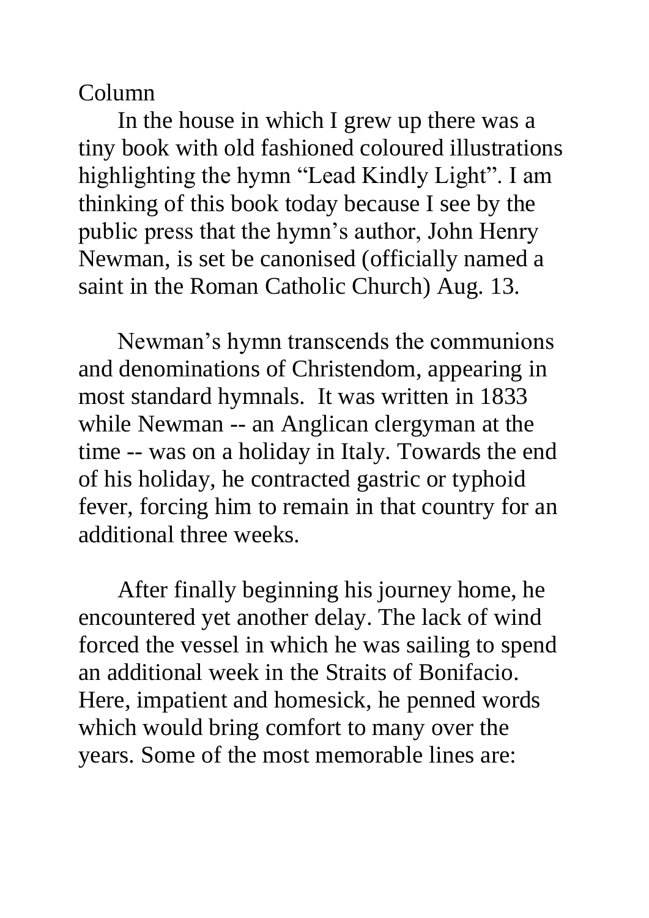Column

In the house in which I grew up there was a tiny book with old fashioned coloured illustrations highlighting the hymn "Lead Kindly Light". I am thinking of this book today because I see by the public press that the hymn's author, John Henry Newman, is set be canonised (officially named a saint in the Roman Catholic Church) Aug. 13.

Newman's hymn transcends the communions and denominations of Christendom, appearing in most standard hymnals. It was written in 1833 while Newman -- an Anglican clergyman at the time -- was on a holiday in Italy. Towards the end of his holiday, he contracted gastric or typhoid fever, forcing him to remain in that country for an additional three weeks.

After finally beginning his journey home, he encountered yet another delay. The lack of wind forced the vessel in which he was sailing to spend an additional week in the Straits of Bonifacio. Here, impatient and homesick, he penned words which would bring comfort to many over the years. Some of the most memorable lines are: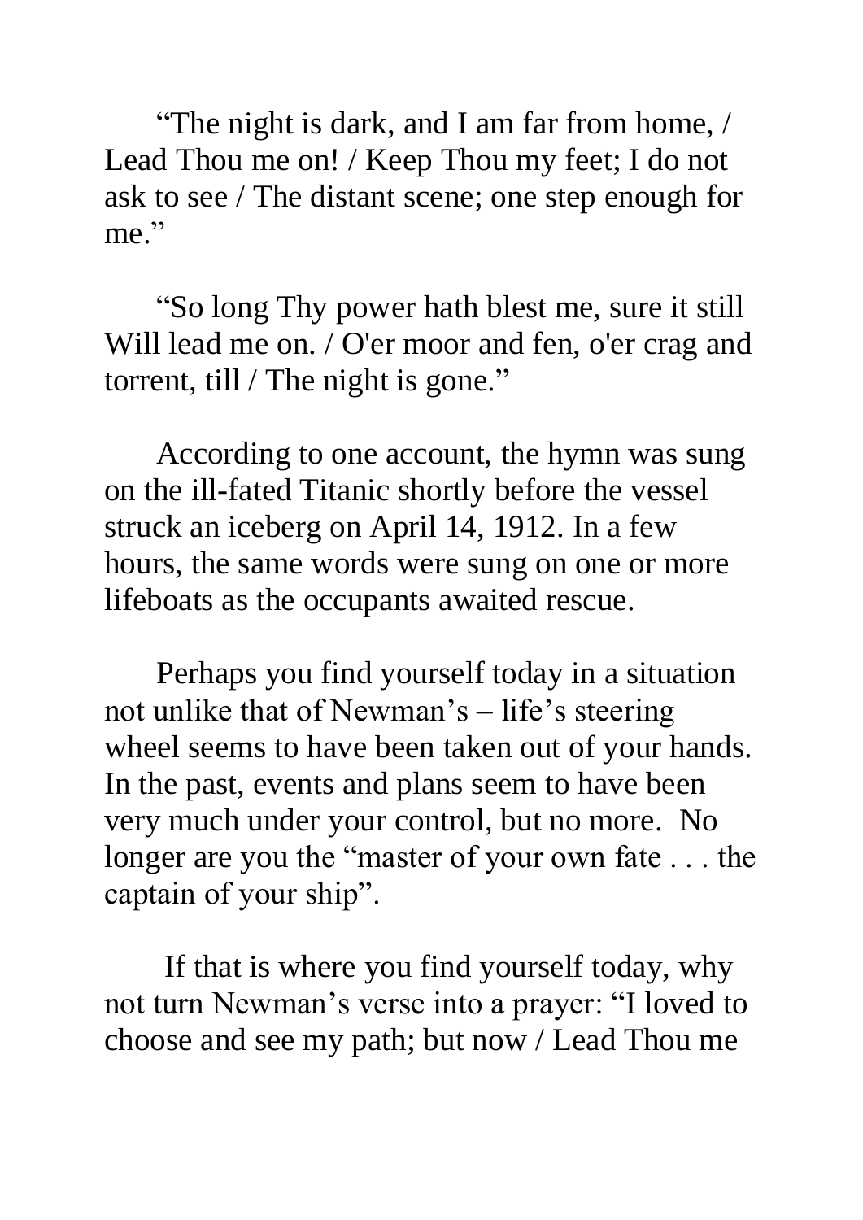“The night is dark, and I am far from home, / Lead Thou me on! / Keep Thou my feet; I do not ask to see / The distant scene; one step enough for me.”

“So long Thy power hath blest me, sure it still Will lead me on. / O'er moor and fen, o'er crag and torrent, till / The night is gone.”

According to one account, the hymn was sung on the ill-fated Titanic shortly before the vessel struck an iceberg on April 14, 1912. In a few hours, the same words were sung on one or more lifeboats as the occupants awaited rescue.

Perhaps you find yourself today in a situation not unlike that of Newman’s – life’s steering wheel seems to have been taken out of your hands. In the past, events and plans seem to have been very much under your control, but no more. No longer are you the “master of your own fate . . . the captain of your ship”.

If that is where you find yourself today, why not turn Newman’s verse into a prayer: “I loved to choose and see my path; but now / Lead Thou me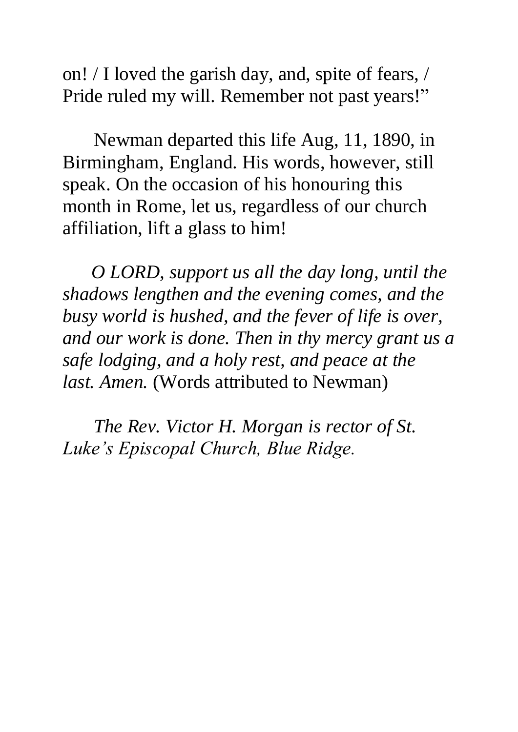on! / I loved the garish day, and, spite of fears, / Pride ruled my will. Remember not past years!"

Newman departed this life Aug, 11, 1890, in Birmingham, England. His words, however, still speak. On the occasion of his honouring this month in Rome, let us, regardless of our church affiliation, lift a glass to him!

*O LORD, support us all the day long, until the shadows lengthen and the evening comes, and the busy world is hushed, and the fever of life is over, and our work is done. Then in thy mercy grant us a safe lodging, and a holy rest, and peace at the last. Amen.* (Words attributed to Newman)

*The Rev. Victor H. Morgan is rector of St. Luke's Episcopal Church, Blue Ridge.*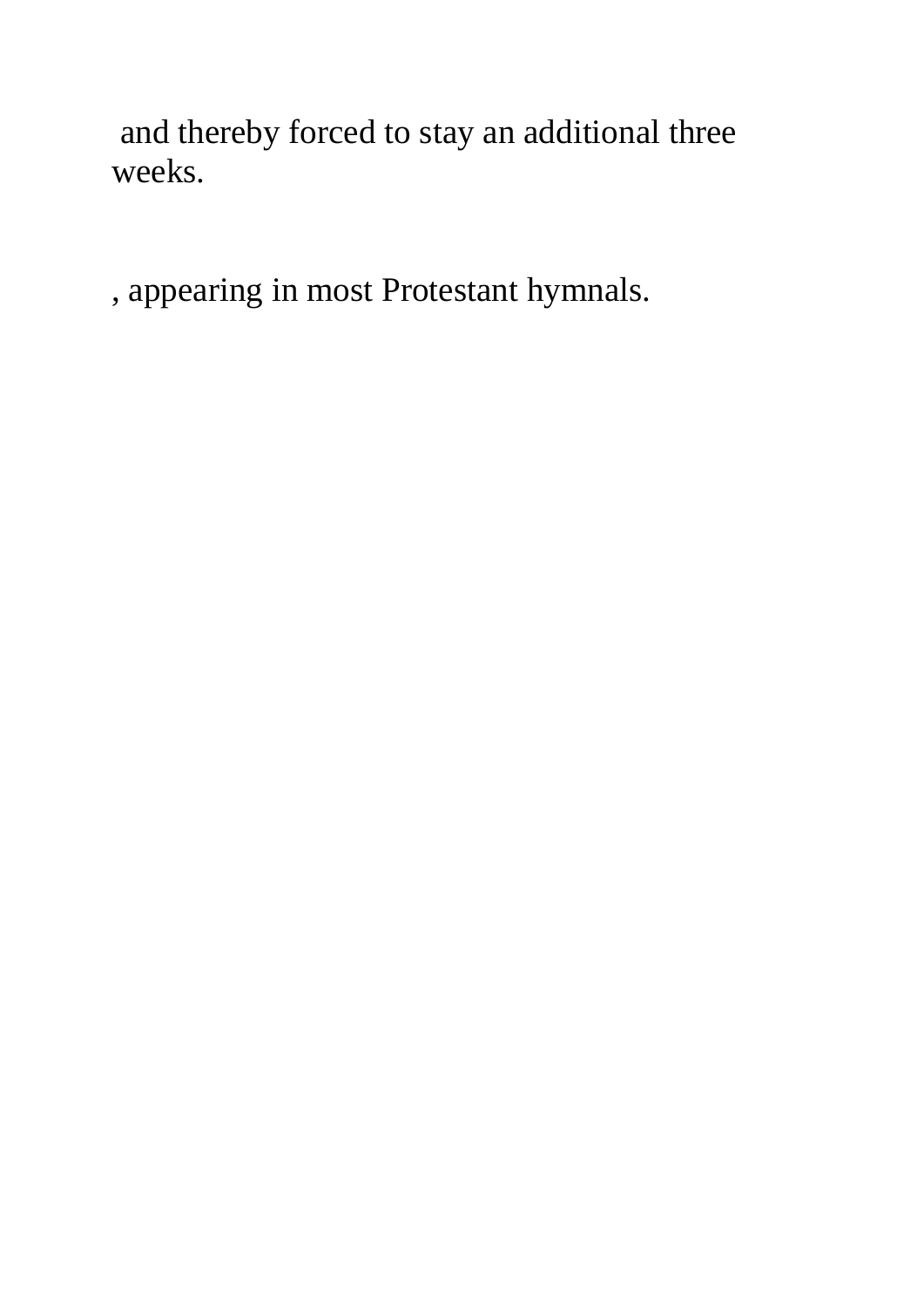and thereby forced to stay an additional three weeks.

, appearing in most Protestant hymnals.